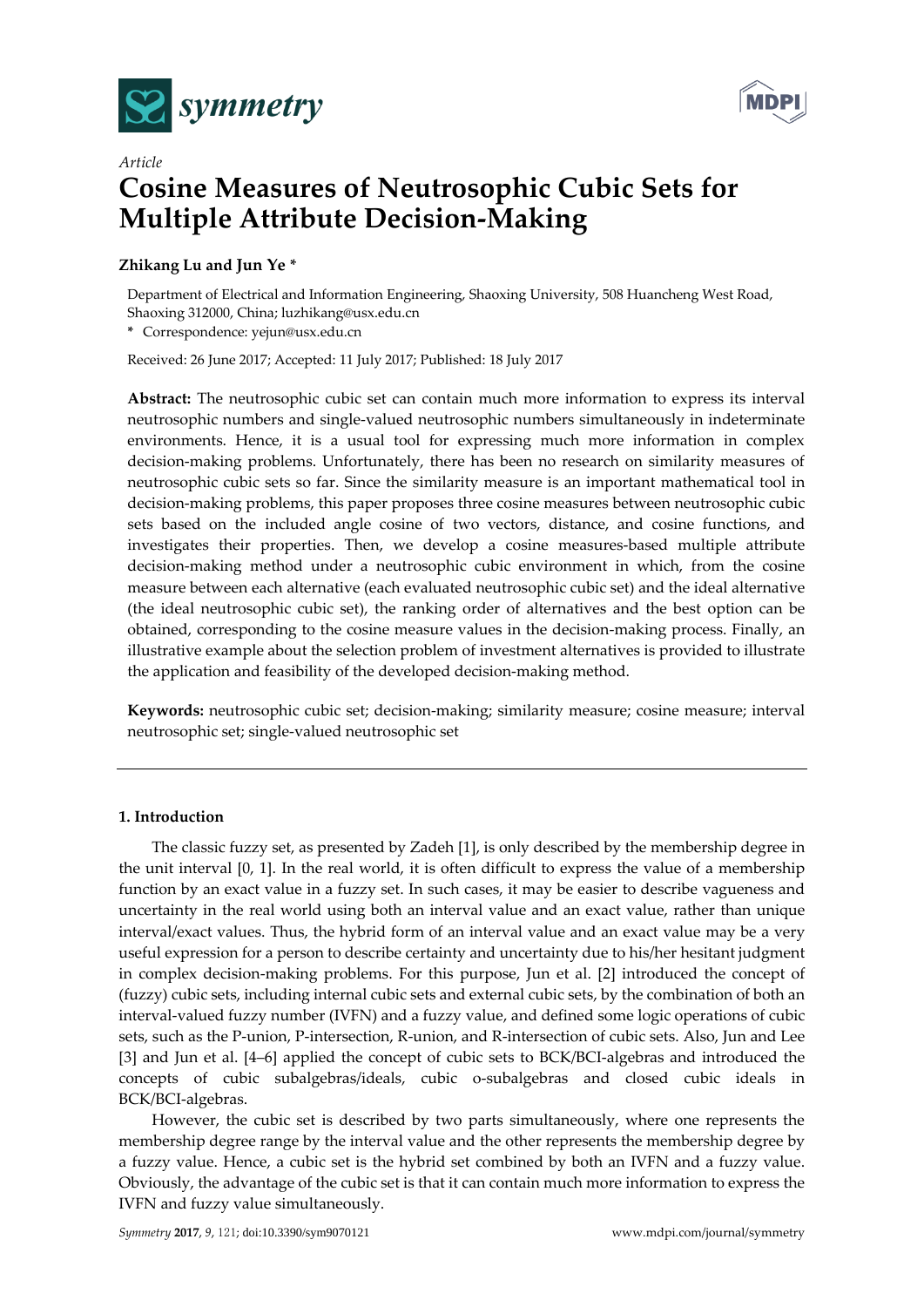*Article*

# Cosine Measures of Neutrosophic Cubic Sets for Multiple Attribute Decision-Making

**Zhikang Lu and Jun Ye \***

Department of Electrical and Information Engineering, Shaoxing University, 508 Huancheng West Road, Shaoxing 312000, China; luzhikang@usx.edu.cn

\* Correspondence: yejun@usx.edu.cn

Received: 26 June 2017; Accepted: 11 July 2017; Published: 18 July 2017

**Abstract:** The neutrosophic cubic set can contain much more information to express its interval neutrosophic numbers and single-valued neutrosophic numbers simultaneously in indeterminate environments. Hence, it is a usual tool for expressing much more information in complex decision-making problems. Unfortunately, there has been no research on similarity measures of neutrosophic cubic sets so far. Since the similarity measure is an important mathematical tool in decision-making problems, this paper proposes three cosine measures between neutrosophic cubic sets based on the included angle cosine of two vectors, distance, and cosine functions, and investigates their properties. Then, we develop a cosine measures-based multiple attribute decision-making method under a neutrosophic cubic environment in which, from the cosine measure between each alternative (each evaluated neutrosophic cubic set) and the ideal alternative (the ideal neutrosophic cubic set), the ranking order of alternatives and the best option can be obtained, corresponding to the cosine measure values in the decision-making process. Finally, an illustrative example about the selection problem of investment alternatives is provided to illustrate the application and feasibility of the developed decision-making method.

**Keywords:** neutrosophic cubic set; decision-making; similarity measure; cosine measure; interval neutrosophic set; single-valued neutrosophic set

## 1. Introduction

The classic fuzzy set, as presented by Zadeh [1], is only described by the membership degree in the unit interval [0, 1]. In the real world, it is often difficult to express the value of a membership function by an exact value in a fuzzy set. In such cases, it may be easier to describe vagueness and uncertainty in the real world using both an interval value and an exact value, rather than unique interval/exact values. Thus, the hybrid form of an interval value and an exact value may be a very useful expression for a person to describe certainty and uncertainty due to his/her hesitant judgment in complex decision-making problems. For this purpose, Jun et al. [2] introduced the concept of (fuzzy) cubic sets, including internal cubic sets and external cubic sets, by the combination of both an interval-valued fuzzy number (IVFN) and a fuzzy value, and defined some logic operations of cubic sets, such as the P-union, P-intersection, R-union, and R-intersection of cubic sets. Also, Jun and Lee [3] and Jun et al. [4–6] applied the concept of cubic sets to BCK/BCI-algebras and introduced the concepts of cubic subalgebras/ideals, cubic o-subalgebras and closed cubic ideals in BCK/BCI-algebras.

However, the cubic set is described by two parts simultaneously, where one represents the membership degree range by the interval value and the other represents the membership degree by a fuzzy value. Hence, a cubic set is the hybrid set combined by both an IVFN and a fuzzy value. Obviously, the advantage of the cubic set is that it can contain much more information to express the IVFN and fuzzy value simultaneously.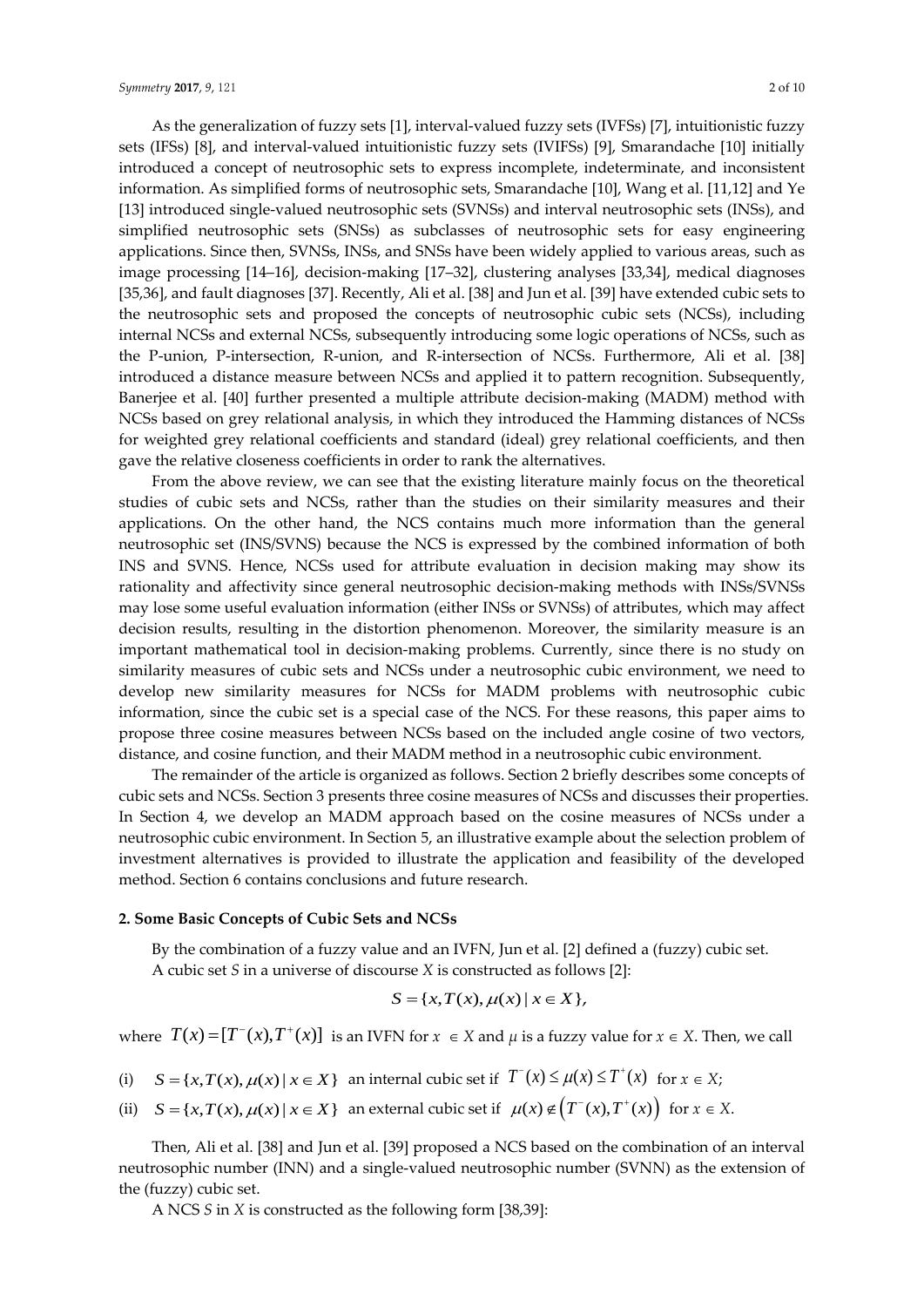As the generalization of fuzzy sets [1], interval-valued fuzzy sets (IVFSs) [7], intuitionistic fuzzy sets (IFSs) [8], and interval-valued intuitionistic fuzzy sets (IVIFSs) [9], Smarandache [10] initially introduced a concept of neutrosophic sets to express incomplete, indeterminate, and inconsistent information. As simplified forms of neutrosophic sets, Smarandache [10], Wang et al. [11,12] and Ye [13] introduced single-valued neutrosophic sets (SVNSs) and interval neutrosophic sets (INSs), and simplified neutrosophic sets (SNSs) as subclasses of neutrosophic sets for easy engineering applications. Since then, SVNSs, INSs, and SNSs have been widely applied to various areas, such as image processing [14–16], decision-making [17–32], clustering analyses [33,34], medical diagnoses [35,36], and fault diagnoses [37]. Recently, Ali et al. [38] and Jun et al. [39] have extended cubic sets to the neutrosophic sets and proposed the concepts of neutrosophic cubic sets (NCSs), including internal NCSs and external NCSs, subsequently introducing some logic operations of NCSs, such as the P-union, P-intersection, R-union, and R-intersection of NCSs. Furthermore, Ali et al. [38] introduced a distance measure between NCSs and applied it to pattern recognition. Subsequently, Banerjee et al. [40] further presented a multiple attribute decision-making (MADM) method with NCSs based on grey relational analysis, in which they introduced the Hamming distances of NCSs for weighted grey relational coefficients and standard (ideal) grey relational coefficients, and then gave the relative closeness coefficients in order to rank the alternatives.

From the above review, we can see that the existing literature mainly focus on the theoretical studies of cubic sets and NCSs, rather than the studies on their similarity measures and their applications. On the other hand, the NCS contains much more information than the general neutrosophic set (INS/SVNS) because the NCS is expressed by the combined information of both INS and SVNS. Hence, NCSs used for attribute evaluation in decision making may show its rationality and affectivity since general neutrosophic decision-making methods with INSs/SVNSs may lose some useful evaluation information (either INSs or SVNSs) of attributes, which may affect decision results, resulting in the distortion phenomenon. Moreover, the similarity measure is an important mathematical tool in decision-making problems. Currently, since there is no study on similarity measures of cubic sets and NCSs under a neutrosophic cubic environment, we need to develop new similarity measures for NCSs for MADM problems with neutrosophic cubic information, since the cubic set is a special case of the NCS. For these reasons, this paper aims to propose three cosine measures between NCSs based on the included angle cosine of two vectors, distance, and cosine function, and their MADM method in a neutrosophic cubic environment.

The remainder of the article is organized as follows. Section 2 briefly describes some concepts of cubic sets and NCSs. Section 3 presents three cosine measures of NCSs and discusses their properties. In Section 4, we develop an MADM approach based on the cosine measures of NCSs under a neutrosophic cubic environment. In Section 5, an illustrative example about the selection problem of investment alternatives is provided to illustrate the application and feasibility of the developed method. Section 6 contains conclusions and future research.

## 2. Some Basic Concepts of Cubic Sets and NCSs

By the combination of a fuzzy value and an IVFN, Jun et al. [2] defined a (fuzzy) cubic set.

A cubic set $S$ in a universe of discourse $X$ is constructed as follows [2]:

$$S = \{x, T(x), \mu(x) \mid x \in X\},$$

where $T(x) = [T^{-}(x), T^{+}(x)]$ is an IVFN for $x \in X$ and $\mu$ is a fuzzy value for $x \in X$. Then, we call

(i) $S = \{x, T(x), \mu(x) \mid x \in X\}$ an internal cubic set if $T^{-}(x) \le \mu(x) \le T^{+}(x)$ for $x \in X$;

(ii) $S = \{x, T(x), \mu(x) \mid x \in X\}$ an external cubic set if $\mu(x) \notin \left(T^{-}(x), T^{+}(x)\right)$ for $x \in X$.

Then, Ali et al. [38] and Jun et al. [39] proposed a NCS based on the combination of an interval neutrosophic number (INN) and a single-valued neutrosophic number (SVNN) as the extension of the (fuzzy) cubic set.

A NCS $S$ in $X$ is constructed as the following form [38,39]: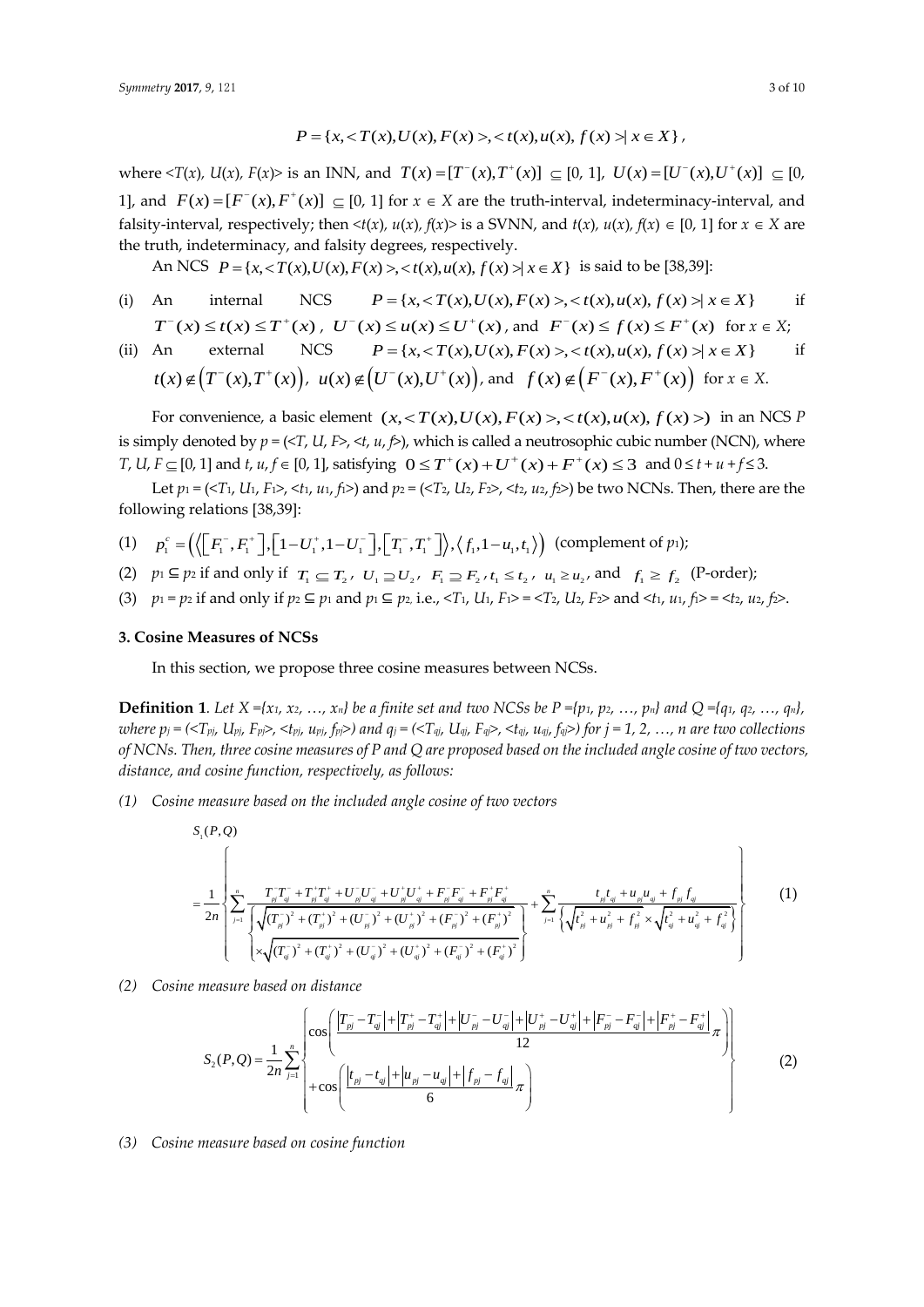$$P=\{x,<T(x),U(x),F(x)>,<t(x),u(x),f(x)>|\,x\in X\},$$

where $<T(x), U(x), F(x)>$ is an INN, and $T(x)=[T^-(x),T^+(x)]\subseteq[0,1]$, $U(x)=[U^-(x),U^+(x)]\subseteq[0,1]$, and $F(x)=[F^-(x),F^+(x)]\subseteq[0,1]$ for $x\in X$ are the truth-interval, indeterminacy-interval, and falsity-interval, respectively; then $<t(x), u(x), f(x)>$ is a SVNN, and $t(x), u(x), f(x)\in[0,1]$ for $x\in X$ are the truth, indeterminacy, and falsity degrees, respectively.

An NCS $P=\{x,<T(x),U(x),F(x)>,<t(x),u(x),f(x)>|\,x\in X\}$ is said to be [38,39]:

(i) An internal NCS $P=\{x,<T(x),U(x),F(x)>,<t(x),u(x),f(x)>|\,x\in X\}$ if $T^-(x)\le t(x)\le T^+(x)$, $U^-(x)\le u(x)\le U^+(x)$, and $F^-(x)\le f(x)\le F^+(x)$ for $x\in X$;

(ii) An external NCS $P=\{x,<T(x),U(x),F(x)>,<t(x),u(x),f(x)>|\,x\in X\}$ if $t(x)\notin\left(T^-(x),T^+(x)\right)$, $u(x)\notin\left(U^-(x),U^+(x)\right)$, and $f(x)\notin\left(F^-(x),F^+(x)\right)$ for $x\in X$.

For convenience, a basic element $(x,<T(x),U(x),F(x)>,<t(x),u(x),f(x)>)$ in an NCS $P$ is simply denoted by $p=(<T, U, F>, <t, u, f>)$, which is called a neutrosophic cubic number (NCN), where $T, U, F\subseteq[0,1]$ and $t, u, f\in[0,1]$, satisfying $0\le T^+(x)+U^+(x)+F^+(x)\le 3$ and $0\le t+u+f\le 3$.

Let $p_1=(<T_1, U_1, F_1>, <t_1, u_1, f_1>)$ and $p_2=(<T_2, U_2, F_2>, <t_2, u_2, f_2>)$ be two NCNs. Then, there are the following relations [38,39]:

(1) $p_1^c=\left(\left\langle\left[F_1^-,F_1^+\right],\left[1-U_1^+,1-U_1^-\right],\left[T_1^-,T_1^+\right]\right\rangle,\left\langle f_1,1-u_1,t_1\right\rangle\right)$ (complement of $p_1$);

(2) $p_1\subseteq p_2$ if and only if $T_1\subseteq T_2$, $U_1\supseteq U_2$, $F_1\supseteq F_2$, $t_1\le t_2$, $u_1\ge u_2$, and $f_1\ge f_2$ (P-order);

(3) $p_1=p_2$ if and only if $p_2\subseteq p_1$ and $p_1\subseteq p_2$, i.e., $<T_1, U_1, F_1>=<T_2, U_2, F_2>$ and $<t_1, u_1, f_1>=<t_2, u_2, f_2>$.

## 3. Cosine Measures of NCSs

In this section, we propose three cosine measures between NCSs.

**Definition 1**. *Let $X=\{x_1, x_2, \ldots, x_n\}$ be a finite set and two NCSs be $P=\{p_1, p_2, \ldots, p_n\}$ and $Q=\{q_1, q_2, \ldots, q_n\}$, where $p_j=(<T_{pj}, U_{pj}, F_{pj}>, <t_{pj}, u_{pj}, f_{pj}>)$ and $q_j=(<T_{qj}, U_{qj}, F_{qj}>, <t_{qj}, u_{qj}, f_{qj}>)$ for $j=1, 2, \ldots, n$ are two collections of NCNs. Then, three cosine measures of P and Q are proposed based on the included angle cosine of two vectors, distance, and cosine function, respectively, as follows:*

*(1) Cosine measure based on the included angle cosine of two vectors*

$$S_1(P,Q)=\frac{1}{2n}\left\{\sum_{j=1}^{n}\frac{T_{pj}^-T_{qj}^-+T_{pj}^+T_{qj}^++U_{pj}^-U_{qj}^-+U_{pj}^+U_{qj}^++F_{pj}^-F_{qj}^-+F_{pj}^+F_{qj}^+}{\left\{\begin{array}{l}\sqrt{(T_{pj}^-)^2+(T_{pj}^+)^2+(U_{pj}^-)^2+(U_{pj}^+)^2+(F_{pj}^-)^2+(F_{pj}^+)^2}\\ \times\sqrt{(T_{qj}^-)^2+(T_{qj}^+)^2+(U_{qj}^-)^2+(U_{qj}^+)^2+(F_{qj}^-)^2+(F_{qj}^+)^2}\end{array}\right\}}+\sum_{j=1}^{n}\frac{t_{pj}t_{qj}+u_{pj}u_{qj}+f_{pj}f_{qj}}{\left\{\sqrt{t_{pj}^2+u_{pj}^2+f_{pj}^2}\times\sqrt{t_{qj}^2+u_{qj}^2+f_{qj}^2}\right\}}\right\}\tag{1}$$

*(2) Cosine measure based on distance*

$$S_2(P,Q)=\frac{1}{2n}\sum_{j=1}^{n}\left\{\begin{array}{l}\cos\left(\dfrac{\left|T_{pj}^--T_{qj}^-\right|+\left|T_{pj}^+-T_{qj}^+\right|+\left|U_{pj}^--U_{qj}^-\right|+\left|U_{pj}^+-U_{qj}^+\right|+\left|F_{pj}^--F_{qj}^-\right|+\left|F_{pj}^+-F_{qj}^+\right|}{12}\pi\right)\\ +\cos\left(\dfrac{\left|t_{pj}-t_{qj}\right|+\left|u_{pj}-u_{qj}\right|+\left|f_{pj}-f_{qj}\right|}{6}\pi\right)\end{array}\right\}\tag{2}$$

*(3) Cosine measure based on cosine function*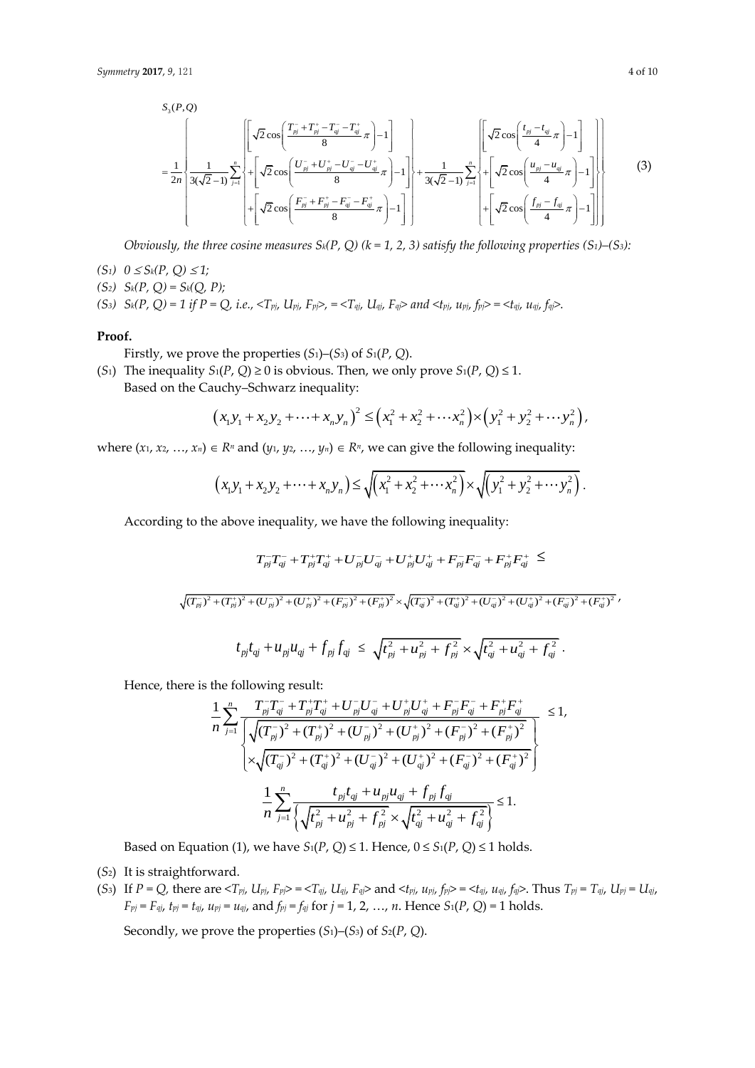$$S_3(P,Q) = \frac{1}{2n}\left\{ \frac{1}{3(\sqrt{2}-1)}\sum_{j=1}^{n}\left\{ \begin{array}{l} \left[\sqrt{2}\cos\left(\frac{T_{pj}^- + T_{pj}^+ - T_{qj}^- - T_{qj}^+}{8}\pi\right) - 1\right] \\ + \left[\sqrt{2}\cos\left(\frac{U_{pj}^- + U_{pj}^+ - U_{qj}^- - U_{qj}^+}{8}\pi\right) - 1\right] \\ + \left[\sqrt{2}\cos\left(\frac{F_{pj}^- + F_{pj}^+ - F_{qj}^- - F_{qj}^+}{8}\pi\right) - 1\right] \end{array} \right\} + \frac{1}{3(\sqrt{2}-1)}\sum_{j=1}^{n}\left\{ \begin{array}{l} \left[\sqrt{2}\cos\left(\frac{t_{pj} - t_{qj}}{4}\pi\right) - 1\right] \\ + \left[\sqrt{2}\cos\left(\frac{u_{pj} - u_{qj}}{4}\pi\right) - 1\right] \\ + \left[\sqrt{2}\cos\left(\frac{f_{pj} - f_{qj}}{4}\pi\right) - 1\right] \end{array} \right\} \right\} \quad (3)$$

*Obviously, the three cosine measures $S_k(P, Q)$ ($k = 1, 2, 3$) satisfy the following properties (S1)–(S3):*

*(S1) $0 \leq S_k(P, Q) \leq 1$;*

*(S2) $S_k(P, Q) = S_k(Q, P)$;*

*(S3) $S_k(P, Q) = 1$ if $P = Q$, i.e., $<T_{pj}, U_{pj}, F_{pj}>, = <T_{qj}, U_{qj}, F_{qj}>$ and $<t_{pj}, u_{pj}, f_{pj}> = <t_{qj}, u_{qj}, f_{qj}>$.*

**Proof.**

Firstly, we prove the properties (S1)–(S3) of $S_1(P, Q)$.

(S1) The inequality $S_1(P, Q) \geq 0$ is obvious. Then, we only prove $S_1(P, Q) \leq 1$.
Based on the Cauchy–Schwarz inequality:

$$\left(x_1y_1 + x_2y_2 + \cdots + x_ny_n\right)^2 \leq \left(x_1^2 + x_2^2 + \cdots x_n^2\right) \times \left(y_1^2 + y_2^2 + \cdots y_n^2\right),$$

where $(x_1, x_2, \ldots, x_n) \in R^n$ and $(y_1, y_2, \ldots, y_n) \in R^n$, we can give the following inequality:

$$\left(x_1y_1 + x_2y_2 + \cdots + x_ny_n\right) \leq \sqrt{\left(x_1^2 + x_2^2 + \cdots x_n^2\right)} \times \sqrt{\left(y_1^2 + y_2^2 + \cdots y_n^2\right)}.$$

According to the above inequality, we have the following inequality:

$$T_{pj}^-T_{qj}^- + T_{pj}^+T_{qj}^+ + U_{pj}^-U_{qj}^- + U_{pj}^+U_{qj}^+ + F_{pj}^-F_{qj}^- + F_{pj}^+F_{qj}^+ \leq$$

$$\sqrt{(T_{pj}^-)^2 + (T_{pj}^+)^2 + (U_{pj}^-)^2 + (U_{pj}^+)^2 + (F_{pj}^-)^2 + (F_{pj}^+)^2} \times \sqrt{(T_{qj}^-)^2 + (T_{qj}^+)^2 + (U_{qj}^-)^2 + (U_{qj}^+)^2 + (F_{qj}^-)^2 + (F_{qj}^+)^2},$$

$$t_{pj}t_{qj} + u_{pj}u_{qj} + f_{pj}f_{qj} \leq \sqrt{t_{pj}^2 + u_{pj}^2 + f_{pj}^2} \times \sqrt{t_{qj}^2 + u_{qj}^2 + f_{qj}^2}.$$

Hence, there is the following result:

$$\frac{1}{n}\sum_{j=1}^{n}\frac{T_{pj}^-T_{qj}^- + T_{pj}^+T_{qj}^+ + U_{pj}^-U_{qj}^- + U_{pj}^+U_{qj}^+ + F_{pj}^-F_{qj}^- + F_{pj}^+F_{qj}^+}{\left\{ \begin{array}{l} \sqrt{(T_{pj}^-)^2 + (T_{pj}^+)^2 + (U_{pj}^-)^2 + (U_{pj}^+)^2 + (F_{pj}^-)^2 + (F_{pj}^+)^2} \\ \times\sqrt{(T_{qj}^-)^2 + (T_{qj}^+)^2 + (U_{qj}^-)^2 + (U_{qj}^+)^2 + (F_{qj}^-)^2 + (F_{qj}^+)^2} \end{array} \right\}} \leq 1,$$

$$\frac{1}{n}\sum_{j=1}^{n}\frac{t_{pj}t_{qj} + u_{pj}u_{qj} + f_{pj}f_{qj}}{\left\{\sqrt{t_{pj}^2 + u_{pj}^2 + f_{pj}^2} \times \sqrt{t_{qj}^2 + u_{qj}^2 + f_{qj}^2}\right\}} \leq 1.$$

Based on Equation (1), we have $S_1(P, Q) \leq 1$. Hence, $0 \leq S_1(P, Q) \leq 1$ holds.

(S2) It is straightforward.

(S3) If $P = Q$, there are $<T_{pj}, U_{pj}, F_{pj}> = <T_{qj}, U_{qj}, F_{qj}>$ and $<t_{pj}, u_{pj}, f_{pj}> = <t_{qj}, u_{qj}, f_{qj}>$. Thus $T_{pj} = T_{qj}$, $U_{pj} = U_{qj}$, $F_{pj} = F_{qj}$, $t_{pj} = t_{qj}$, $u_{pj} = u_{qj}$, and $f_{pj} = f_{qj}$ for $j = 1, 2, \ldots, n$. Hence $S_1(P, Q) = 1$ holds.

Secondly, we prove the properties (S1)–(S3) of $S_2(P, Q)$.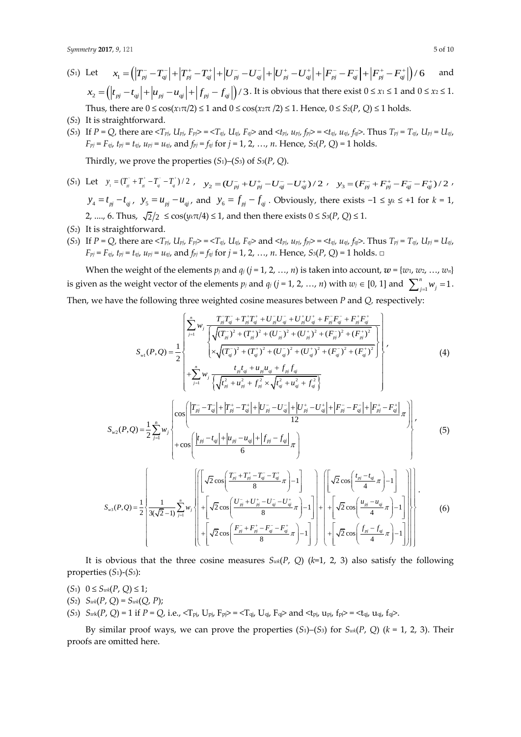($S_1$) Let $x_1 = \left(\left|T_{pj}^- - T_{qj}^-\right| + \left|T_{pj}^+ - T_{qj}^+\right| + \left|U_{pj}^- - U_{qj}^-\right| + \left|U_{pj}^+ - U_{qj}^+\right| + \left|F_{pj}^- - F_{qj}^-\right| + \left|F_{pj}^+ - F_{qj}^+\right|\right)/6$ and $x_2 = \left(\left|t_{pj} - t_{qj}\right| + \left|u_{pj} - u_{qj}\right| + \left|f_{pj} - f_{qj}\right|\right)/3$. It is obvious that there exist $0 \le x_1 \le 1$ and $0 \le x_2 \le 1$. Thus, there are $0 \le \cos(x_1\pi/2) \le 1$ and $0 \le \cos(x_2\pi/2) \le 1$. Hence, $0 \le S_2(P, Q) \le 1$ holds.

($S_2$) It is straightforward.

($S_3$) If $P = Q$, there are $<T_{pj}, U_{pj}, F_{pj}> = <T_{qj}, U_{qj}, F_{qj}>$ and $<t_{pj}, u_{pj}, f_{pj}> = <t_{qj}, u_{qj}, f_{qj}>$. Thus $T_{pj} = T_{qj}$, $U_{pj} = U_{qj}$, $F_{pj} = F_{qj}$, $t_{pj} = t_{qj}$, $u_{pj} = u_{qj}$, and $f_{pj} = f_{qj}$ for $j = 1, 2, \ldots, n$. Hence, $S_2(P, Q) = 1$ holds.

Thirdly, we prove the properties ($S_1$)–($S_3$) of $S_3(P, Q)$.

($S_1$) Let $y_1 = (T_{pj}^- + T_{pj}^+ - T_{qj}^- - T_{qj}^+)/2$, $y_2 = (U_{pj}^- + U_{pj}^+ - U_{qj}^- - U_{qj}^+)/2$, $y_3 = (F_{pj}^- + F_{pj}^+ - F_{qj}^- - F_{qj}^+)/2$, $y_4 = t_{pj} - t_{qj}$, $y_5 = u_{pj} - u_{qj}$, and $y_6 = f_{pj} - f_{qj}$. Obviously, there exists $-1 \le y_k \le +1$ for $k = 1, 2, \ldots, 6$. Thus, $\sqrt{2}/2 \le \cos(y_k\pi/4) \le 1$, and then there exists $0 \le S_3(P, Q) \le 1$.

($S_2$) It is straightforward.

($S_3$) If $P = Q$, there are $<T_{pj}, U_{pj}, F_{pj}> = <T_{qj}, U_{qj}, F_{qj}>$ and $<t_{pj}, u_{pj}, f_{pj}> = <t_{qj}, u_{qj}, f_{qj}>$. Thus $T_{pj} = T_{qj}$, $U_{pj} = U_{qj}$, $F_{pj} = F_{qj}$, $t_{pj} = t_{qj}$, $u_{pj} = u_{qj}$, and $f_{pj} = f_{qj}$ for $j = 1, 2, \ldots, n$. Hence, $S_3(P, Q) = 1$ holds. □

When the weight of the elements $p_j$ and $q_j$ ($j = 1, 2, \ldots, n$) is taken into account, $\boldsymbol{w} = \{w_1, w_2, \ldots, w_n\}$ is given as the weight vector of the elements $p_j$ and $q_j$ ($j = 1, 2, \ldots, n$) with $w_j \in [0, 1]$ and $\sum_{j=1}^{n} w_j = 1$. Then, we have the following three weighted cosine measures between $P$ and $Q$, respectively:

$$S_{w1}(P,Q) = \frac{1}{2}\left\{ \begin{array}{l} \sum\limits_{j=1}^{n} w_j \dfrac{T_{pj}^- T_{qj}^- + T_{pj}^+ T_{qj}^+ + U_{pj}^- U_{qj}^- + U_{pj}^+ U_{qj}^+ + F_{pj}^- F_{qj}^- + F_{pj}^+ F_{qj}^+}{\left\{ \begin{array}{l} \sqrt{(T_{pj}^-)^2 + (T_{pj}^+)^2 + (U_{pj}^-)^2 + (U_{pj}^+)^2 + (F_{pj}^-)^2 + (F_{pj}^+)^2} \\ \times\sqrt{(T_{qj}^-)^2 + (T_{qj}^+)^2 + (U_{qj}^-)^2 + (U_{qj}^+)^2 + (F_{qj}^-)^2 + (F_{qj}^+)^2} \end{array} \right\}} \\ + \sum\limits_{j=1}^{n} w_j \dfrac{t_{pj}t_{qj} + u_{pj}u_{qj} + f_{pj}f_{qj}}{\left\{ \sqrt{t_{pj}^2 + u_{pj}^2 + f_{pj}^2} \times \sqrt{t_{qj}^2 + u_{qj}^2 + f_{qj}^2} \right\}} \end{array} \right\}, \quad (4)$$

$$S_{w2}(P,Q) = \frac{1}{2}\sum_{j=1}^{n} w_j \left\{ \begin{array}{l} \cos\left( \dfrac{\left|T_{pj}^- - T_{qj}^-\right| + \left|T_{pj}^+ - T_{qj}^+\right| + \left|U_{pj}^- - U_{qj}^-\right| + \left|U_{pj}^+ - U_{qj}^+\right| + \left|F_{pj}^- - F_{qj}^-\right| + \left|F_{pj}^+ - F_{qj}^+\right|}{12}\pi \right) \\ + \cos\left( \dfrac{\left|t_{pj} - t_{qj}\right| + \left|u_{pj} - u_{qj}\right| + \left|f_{pj} - f_{qj}\right|}{6}\pi \right) \end{array} \right\}, \quad (5)$$

$$S_{w3}(P,Q) = \frac{1}{2}\left\{ \frac{1}{3(\sqrt{2}-1)} \sum_{j=1}^{n} w_j \left\{ \left( \begin{array}{l} \left[ \sqrt{2}\cos\left( \dfrac{T_{pj}^- + T_{pj}^+ - T_{qj}^- - T_{qj}^+}{8}\pi \right) - 1 \right] \\ + \left[ \sqrt{2}\cos\left( \dfrac{U_{pj}^- + U_{pj}^+ - U_{qj}^- - U_{qj}^+}{8}\pi \right) - 1 \right] \\ + \left[ \sqrt{2}\cos\left( \dfrac{F_{pj}^- + F_{pj}^+ - F_{qj}^- - F_{qj}^+}{8}\pi \right) - 1 \right] \end{array} \right) + \left( \begin{array}{l} \left[ \sqrt{2}\cos\left( \dfrac{t_{pj} - t_{qj}}{4}\pi \right) - 1 \right] \\ + \left[ \sqrt{2}\cos\left( \dfrac{u_{pj} - u_{qj}}{4}\pi \right) - 1 \right] \\ + \left[ \sqrt{2}\cos\left( \dfrac{f_{pj} - f_{qj}}{4}\pi \right) - 1 \right] \end{array} \right) \right\} \right\}. \quad (6)$$

It is obvious that the three cosine measures $S_{wk}(P, Q)$ ($k$=1, 2, 3) also satisfy the following properties ($S_1$)-($S_3$):

($S_1$) $0 \le S_{wk}(P, Q) \le 1$;

($S_2$) $S_{wk}(P, Q) = S_{wk}(Q, P)$;

($S_3$) $S_{wk}(P, Q) = 1$ if $P = Q$, i.e., $<T_{pj}, U_{pj}, F_{pj}> = <T_{qj}, U_{qj}, F_{qj}>$ and $<t_{pj}, u_{pj}, f_{pj}> = <t_{qj}, u_{qj}, f_{qj}>$.

By similar proof ways, we can prove the properties ($S_1$)–($S_3$) for $S_{wk}(P, Q)$ ($k$ = 1, 2, 3). Their proofs are omitted here.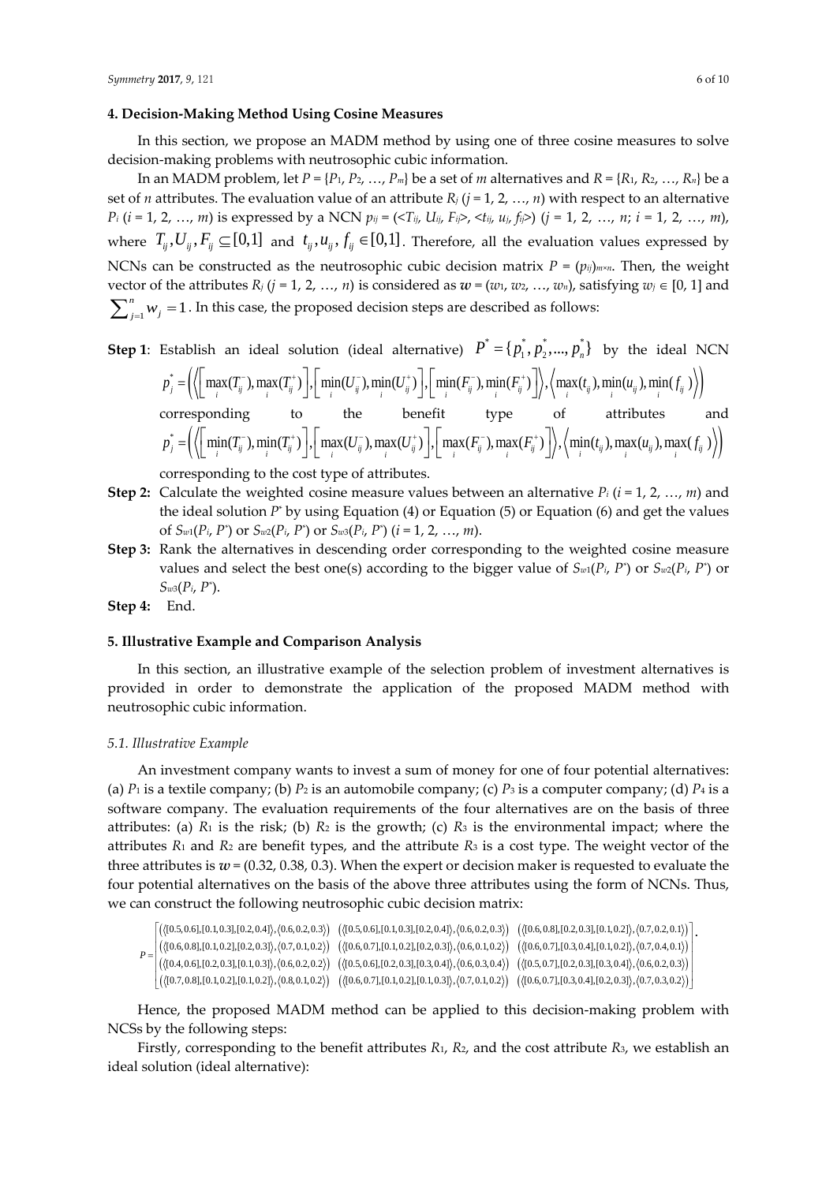## 4. Decision-Making Method Using Cosine Measures

In this section, we propose an MADM method by using one of three cosine measures to solve decision-making problems with neutrosophic cubic information.

In an MADM problem, let $P = \{P_1, P_2, \ldots, P_m\}$ be a set of $m$ alternatives and $R = \{R_1, R_2, \ldots, R_n\}$ be a set of $n$ attributes. The evaluation value of an attribute $R_j$ ($j = 1, 2, \ldots, n$) with respect to an alternative $P_i$ ($i = 1, 2, \ldots, m$) is expressed by a NCN $p_{ij} = (<T_{ij}, U_{ij}, F_{ij}>, <t_{ij}, u_{ij}, f_{ij}>)$ ($j = 1, 2, \ldots, n$; $i = 1, 2, \ldots, m$), where $T_{ij}, U_{ij}, F_{ij} \subseteq [0,1]$ and $t_{ij}, u_{ij}, f_{ij} \in [0,1]$. Therefore, all the evaluation values expressed by NCNs can be constructed as the neutrosophic cubic decision matrix $P = (p_{ij})_{m \times n}$. Then, the weight vector of the attributes $R_j$ ($j = 1, 2, \ldots, n$) is considered as $\boldsymbol{w} = (w_1, w_2, \ldots, w_n)$, satisfying $w_j \in [0, 1]$ and $\sum_{j=1}^{n} w_j = 1$. In this case, the proposed decision steps are described as follows:

**Step 1**: Establish an ideal solution (ideal alternative) $P^* = \{p_1^*, p_2^*, \ldots, p_n^*\}$ by the ideal NCN

$$p_j^* = \left( \left\langle \left[ \max_i(T_{ij}^-), \max_i(T_{ij}^+) \right], \left[ \min_i(U_{ij}^-), \min_i(U_{ij}^+) \right], \left[ \min_i(F_{ij}^-), \min_i(F_{ij}^+) \right] \right\rangle, \left\langle \max_i(t_{ij}), \min_i(u_{ij}), \min_i(f_{ij}) \right\rangle \right)$$

corresponding to the benefit type of attributes and

$$p_j^* = \left( \left\langle \left[ \min_i(T_{ij}^-), \min_i(T_{ij}^+) \right], \left[ \max_i(U_{ij}^-), \max_i(U_{ij}^+) \right], \left[ \max_i(F_{ij}^-), \max_i(F_{ij}^+) \right] \right\rangle, \left\langle \min_i(t_{ij}), \max_i(u_{ij}), \max_i(f_{ij}) \right\rangle \right)$$

corresponding to the cost type of attributes.

**Step 2:** Calculate the weighted cosine measure values between an alternative $P_i$ ($i = 1, 2, \ldots, m$) and the ideal solution $P^*$ by using Equation (4) or Equation (5) or Equation (6) and get the values of $S_{w1}(P_i, P^*)$ or $S_{w2}(P_i, P^*)$ or $S_{w3}(P_i, P^*)$ ($i = 1, 2, \ldots, m$).

**Step 3:** Rank the alternatives in descending order corresponding to the weighted cosine measure values and select the best one(s) according to the bigger value of $S_{w1}(P_i, P^*)$ or $S_{w2}(P_i, P^*)$ or $S_{w3}(P_i, P^*)$.

**Step 4:** End.

## 5. Illustrative Example and Comparison Analysis

In this section, an illustrative example of the selection problem of investment alternatives is provided in order to demonstrate the application of the proposed MADM method with neutrosophic cubic information.

### 5.1. Illustrative Example

An investment company wants to invest a sum of money for one of four potential alternatives: (a) $P_1$ is a textile company; (b) $P_2$ is an automobile company; (c) $P_3$ is a computer company; (d) $P_4$ is a software company. The evaluation requirements of the four alternatives are on the basis of three attributes: (a) $R_1$ is the risk; (b) $R_2$ is the growth; (c) $R_3$ is the environmental impact; where the attributes $R_1$ and $R_2$ are benefit types, and the attribute $R_3$ is a cost type. The weight vector of the three attributes is $\boldsymbol{w} = (0.32, 0.38, 0.3)$. When the expert or decision maker is requested to evaluate the four potential alternatives on the basis of the above three attributes using the form of NCNs. Thus, we can construct the following neutrosophic cubic decision matrix:

$$P = \begin{bmatrix} (\langle [0.5,0.6],[0.1,0.3],[0.2,0.4] \rangle, \langle 0.6,0.2,0.3 \rangle) & (\langle [0.5,0.6],[0.1,0.3],[0.2,0.4] \rangle, \langle 0.6,0.2,0.3 \rangle) & (\langle [0.6,0.8],[0.2,0.3],[0.1,0.2] \rangle, \langle 0.7,0.2,0.1 \rangle) \\ (\langle [0.6,0.8],[0.1,0.2],[0.2,0.3] \rangle, \langle 0.7,0.1,0.2 \rangle) & (\langle [0.6,0.7],[0.1,0.2],[0.2,0.3] \rangle, \langle 0.6,0.1,0.2 \rangle) & (\langle [0.6,0.7],[0.3,0.4],[0.1,0.2] \rangle, \langle 0.7,0.4,0.1 \rangle) \\ (\langle [0.4,0.6],[0.2,0.3],[0.1,0.3] \rangle, \langle 0.6,0.2,0.2 \rangle) & (\langle [0.5,0.6],[0.2,0.3],[0.3,0.4] \rangle, \langle 0.6,0.3,0.4 \rangle) & (\langle [0.5,0.7],[0.2,0.3],[0.3,0.4] \rangle, \langle 0.6,0.2,0.3 \rangle) \\ (\langle [0.7,0.8],[0.1,0.2],[0.1,0.2] \rangle, \langle 0.8,0.1,0.2 \rangle) & (\langle [0.6,0.7],[0.1,0.2],[0.1,0.3] \rangle, \langle 0.7,0.1,0.2 \rangle) & (\langle [0.6,0.7],[0.3,0.4],[0.2,0.3] \rangle, \langle 0.7,0.3,0.2 \rangle) \end{bmatrix}.$$

Hence, the proposed MADM method can be applied to this decision-making problem with NCSs by the following steps:

Firstly, corresponding to the benefit attributes $R_1$, $R_2$, and the cost attribute $R_3$, we establish an ideal solution (ideal alternative):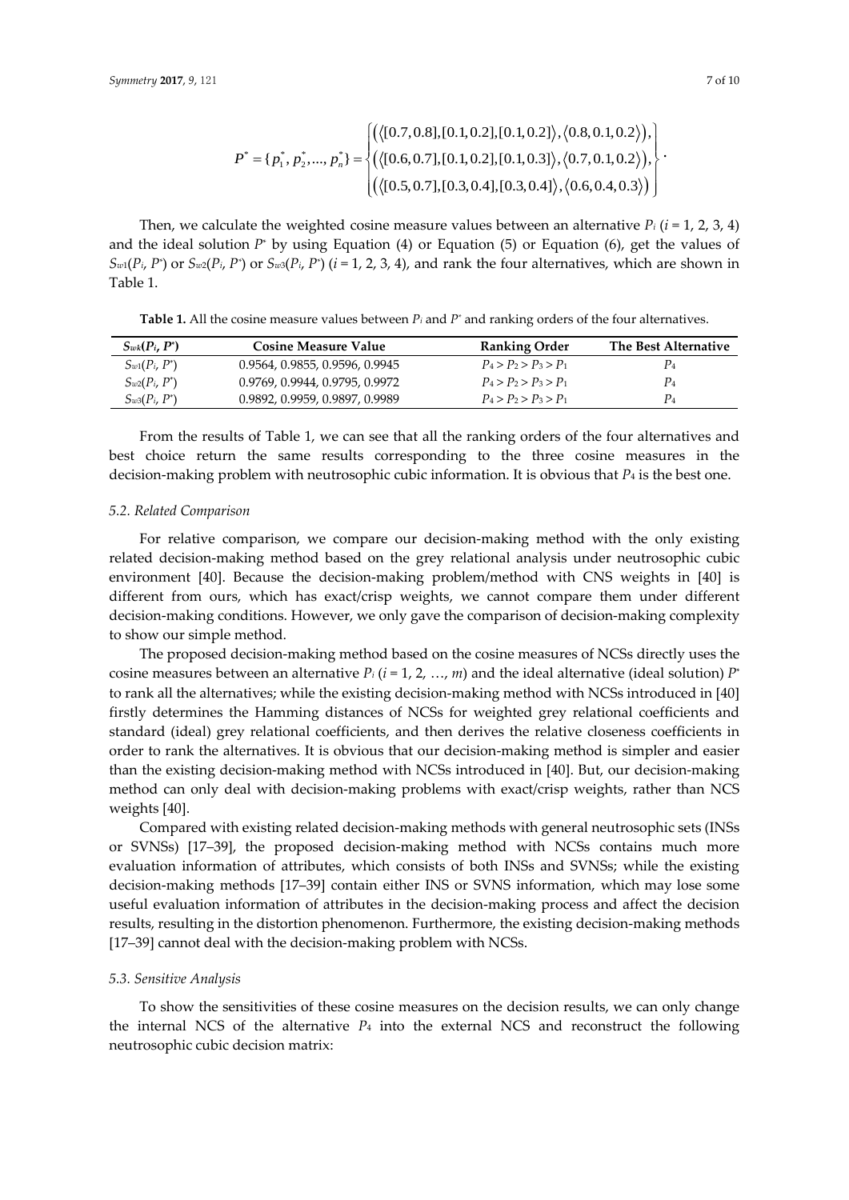$$P^* = \{p_1^*, p_2^*, ..., p_n^*\} = \left\{ \begin{array}{l} \left(\left\langle [0.7, 0.8], [0.1, 0.2], [0.1, 0.2] \right\rangle, \left\langle 0.8, 0.1, 0.2 \right\rangle\right), \\ \left(\left\langle [0.6, 0.7], [0.1, 0.2], [0.1, 0.3] \right\rangle, \left\langle 0.7, 0.1, 0.2 \right\rangle\right), \\ \left(\left\langle [0.5, 0.7], [0.3, 0.4], [0.3, 0.4] \right\rangle, \left\langle 0.6, 0.4, 0.3 \right\rangle\right) \end{array} \right\}.$$

Then, we calculate the weighted cosine measure values between an alternative $P_i$ ($i$ = 1, 2, 3, 4) and the ideal solution $P^*$ by using Equation (4) or Equation (5) or Equation (6), get the values of $S_{w1}(P_i, P^*)$ or $S_{w2}(P_i, P^*)$ or $S_{w3}(P_i, P^*)$ ($i$ = 1, 2, 3, 4), and rank the four alternatives, which are shown in Table 1.

**Table 1.** All the cosine measure values between $P_i$ and $P^*$ and ranking orders of the four alternatives.

| $S_{wk}(P_i, P^*)$ | Cosine Measure Value | Ranking Order | The Best Alternative |
|---|---|---|---|
| $S_{w1}(P_i, P^*)$ | 0.9564, 0.9855, 0.9596, 0.9945 | $P_4 > P_2 > P_3 > P_1$ | $P_4$ |
| $S_{w2}(P_i, P^*)$ | 0.9769, 0.9944, 0.9795, 0.9972 | $P_4 > P_2 > P_3 > P_1$ | $P_4$ |
| $S_{w3}(P_i, P^*)$ | 0.9892, 0.9959, 0.9897, 0.9989 | $P_4 > P_2 > P_3 > P_1$ | $P_4$ |

From the results of Table 1, we can see that all the ranking orders of the four alternatives and best choice return the same results corresponding to the three cosine measures in the decision-making problem with neutrosophic cubic information. It is obvious that $P_4$ is the best one.

### 5.2. Related Comparison

For relative comparison, we compare our decision-making method with the only existing related decision-making method based on the grey relational analysis under neutrosophic cubic environment [40]. Because the decision-making problem/method with CNS weights in [40] is different from ours, which has exact/crisp weights, we cannot compare them under different decision-making conditions. However, we only gave the comparison of decision-making complexity to show our simple method.

The proposed decision-making method based on the cosine measures of NCSs directly uses the cosine measures between an alternative $P_i$ ($i$ = 1, 2, …, $m$) and the ideal alternative (ideal solution) $P^*$ to rank all the alternatives; while the existing decision-making method with NCSs introduced in [40] firstly determines the Hamming distances of NCSs for weighted grey relational coefficients and standard (ideal) grey relational coefficients, and then derives the relative closeness coefficients in order to rank the alternatives. It is obvious that our decision-making method is simpler and easier than the existing decision-making method with NCSs introduced in [40]. But, our decision-making method can only deal with decision-making problems with exact/crisp weights, rather than NCS weights [40].

Compared with existing related decision-making methods with general neutrosophic sets (INSs or SVNSs) [17–39], the proposed decision-making method with NCSs contains much more evaluation information of attributes, which consists of both INSs and SVNSs; while the existing decision-making methods [17–39] contain either INS or SVNS information, which may lose some useful evaluation information of attributes in the decision-making process and affect the decision results, resulting in the distortion phenomenon. Furthermore, the existing decision-making methods [17–39] cannot deal with the decision-making problem with NCSs.

### 5.3. Sensitive Analysis

To show the sensitivities of these cosine measures on the decision results, we can only change the internal NCS of the alternative $P_4$ into the external NCS and reconstruct the following neutrosophic cubic decision matrix: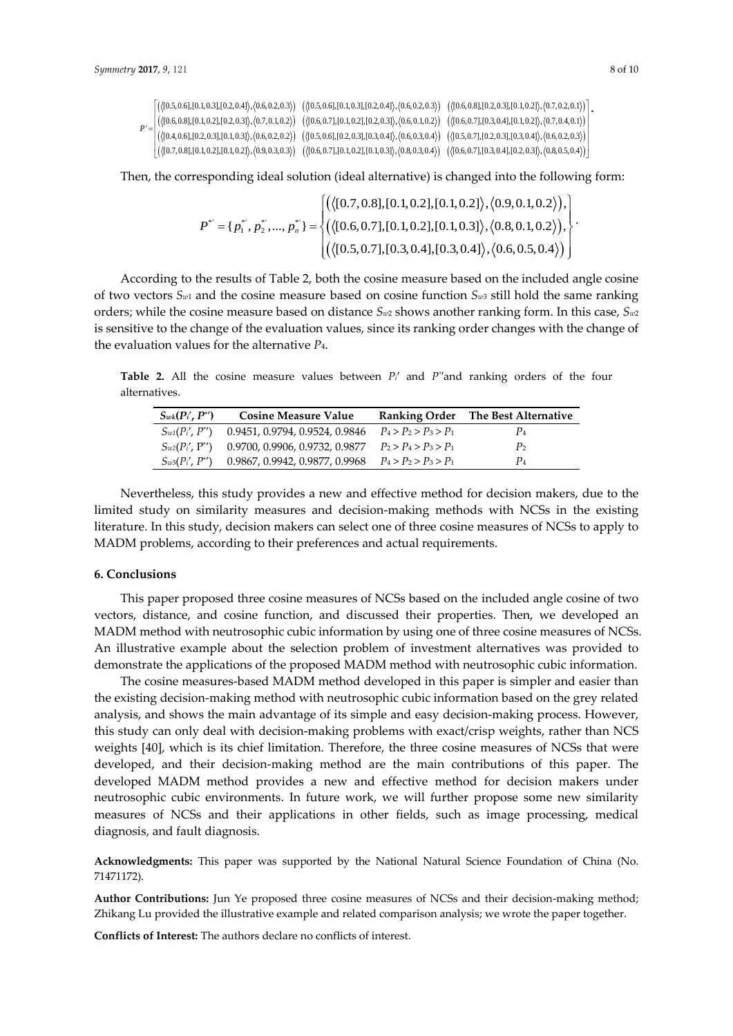$$P' = \begin{bmatrix} (\langle[0.5,0.6],[0.1,0.3],[0.2,0.4]\rangle,\langle 0.6,0.2,0.3\rangle) & (\langle[0.5,0.6],[0.1,0.3],[0.2,0.4]\rangle,\langle 0.6,0.2,0.3\rangle) & (\langle[0.6,0.8],[0.2,0.3],[0.1,0.2]\rangle,\langle 0.7,0.2,0.1\rangle) \\ (\langle[0.6,0.8],[0.1,0.2],[0.2,0.3]\rangle,\langle 0.7,0.1,0.2\rangle) & (\langle[0.6,0.7],[0.1,0.2],[0.2,0.3]\rangle,\langle 0.6,0.1,0.2\rangle) & (\langle[0.6,0.7],[0.3,0.4],[0.1,0.2]\rangle,\langle 0.7,0.4,0.1\rangle) \\ (\langle[0.4,0.6],[0.2,0.3],[0.1,0.3]\rangle,\langle 0.6,0.2,0.2\rangle) & (\langle[0.5,0.6],[0.2,0.3],[0.3,0.4]\rangle,\langle 0.6,0.3,0.4\rangle) & (\langle[0.5,0.7],[0.2,0.3],[0.3,0.4]\rangle,\langle 0.6,0.2,0.3\rangle) \\ (\langle[0.7,0.8],[0.1,0.2],[0.1,0.2]\rangle,\langle 0.9,0.3,0.3\rangle) & (\langle[0.6,0.7],[0.1,0.2],[0.1,0.3]\rangle,\langle 0.8,0.3,0.4\rangle) & (\langle[0.6,0.7],[0.3,0.4],[0.2,0.3]\rangle,\langle 0.8,0.5,0.4\rangle) \end{bmatrix}.$$

Then, the corresponding ideal solution (ideal alternative) is changed into the following form:

$$P^{*'} = \{p_1^{*'}, p_2^{*'}, \ldots, p_n^{*'}\} = \begin{Bmatrix} (\langle[0.7,0.8],[0.1,0.2],[0.1,0.2]\rangle,\langle 0.9,0.1,0.2\rangle), \\ (\langle[0.6,0.7],[0.1,0.2],[0.1,0.3]\rangle,\langle 0.8,0.1,0.2\rangle), \\ (\langle[0.5,0.7],[0.3,0.4],[0.3,0.4]\rangle,\langle 0.6,0.5,0.4\rangle) \end{Bmatrix}.$$

According to the results of Table 2, both the cosine measure based on the included angle cosine of two vectors $S_{w1}$ and the cosine measure based on cosine function $S_{w3}$ still hold the same ranking orders; while the cosine measure based on distance $S_{w2}$ shows another ranking form. In this case, $S_{w2}$ is sensitive to the change of the evaluation values, since its ranking order changes with the change of the evaluation values for the alternative $P_4$.

**Table 2.** All the cosine measure values between $P_i'$ and $P^{*'}$and ranking orders of the four alternatives.

| $S_{wk}(P_i', P^{*'})$ | Cosine Measure Value | Ranking Order | The Best Alternative |
|---|---|---|---|
| $S_{w1}(P_i', P^{*'})$ | 0.9451, 0.9794, 0.9524, 0.9846 | $P_4 > P_2 > P_3 > P_1$ | $P_4$ |
| $S_{w2}(P_i', P^{*'})$ | 0.9700, 0.9906, 0.9732, 0.9877 | $P_2 > P_4 > P_3 > P_1$ | $P_2$ |
| $S_{w3}(P_i', P^{*'})$ | 0.9867, 0.9942, 0.9877, 0.9968 | $P_4 > P_2 > P_3 > P_1$ | $P_4$ |

Nevertheless, this study provides a new and effective method for decision makers, due to the limited study on similarity measures and decision-making methods with NCSs in the existing literature. In this study, decision makers can select one of three cosine measures of NCSs to apply to MADM problems, according to their preferences and actual requirements.

## 6. Conclusions

This paper proposed three cosine measures of NCSs based on the included angle cosine of two vectors, distance, and cosine function, and discussed their properties. Then, we developed an MADM method with neutrosophic cubic information by using one of three cosine measures of NCSs. An illustrative example about the selection problem of investment alternatives was provided to demonstrate the applications of the proposed MADM method with neutrosophic cubic information.

The cosine measures-based MADM method developed in this paper is simpler and easier than the existing decision-making method with neutrosophic cubic information based on the grey related analysis, and shows the main advantage of its simple and easy decision-making process. However, this study can only deal with decision-making problems with exact/crisp weights, rather than NCS weights [40], which is its chief limitation. Therefore, the three cosine measures of NCSs that were developed, and their decision-making method are the main contributions of this paper. The developed MADM method provides a new and effective method for decision makers under neutrosophic cubic environments. In future work, we will further propose some new similarity measures of NCSs and their applications in other fields, such as image processing, medical diagnosis, and fault diagnosis.

**Acknowledgments:** This paper was supported by the National Natural Science Foundation of China (No. 71471172).

**Author Contributions:** Jun Ye proposed three cosine measures of NCSs and their decision-making method; Zhikang Lu provided the illustrative example and related comparison analysis; we wrote the paper together.

**Conflicts of Interest:** The authors declare no conflicts of interest.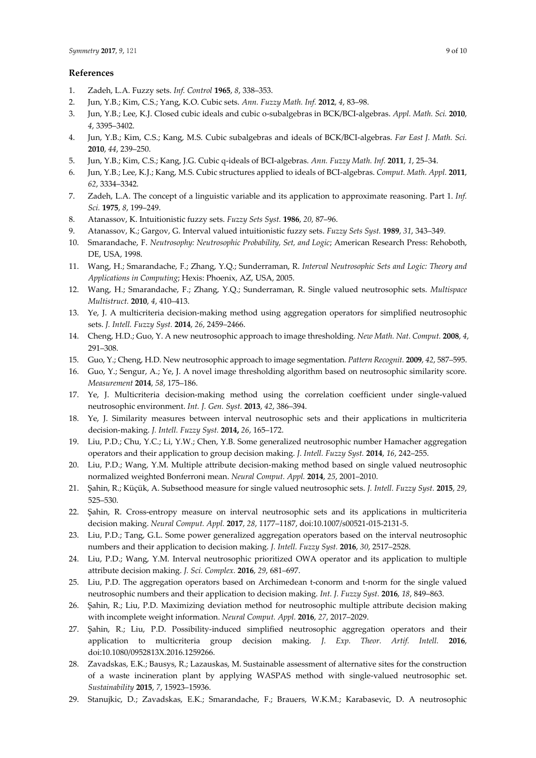## References

1. Zadeh, L.A. Fuzzy sets. *Inf. Control* **1965**, *8*, 338–353.
2. Jun, Y.B.; Kim, C.S.; Yang, K.O. Cubic sets. *Ann. Fuzzy Math. Inf.* **2012**, *4*, 83–98.
3. Jun, Y.B.; Lee, K.J. Closed cubic ideals and cubic o-subalgebras in BCK/BCI-algebras. *Appl. Math. Sci.* **2010**, *4*, 3395–3402.
4. Jun, Y.B.; Kim, C.S.; Kang, M.S. Cubic subalgebras and ideals of BCK/BCI-algebras. *Far East J. Math. Sci.* **2010**, *44*, 239–250.
5. Jun, Y.B.; Kim, C.S.; Kang, J.G. Cubic q-ideals of BCI-algebras. *Ann. Fuzzy Math. Inf.* **2011**, *1*, 25–34.
6. Jun, Y.B.; Lee, K.J.; Kang, M.S. Cubic structures applied to ideals of BCI-algebras. *Comput. Math. Appl.* **2011**, *62*, 3334–3342.
7. Zadeh, L.A. The concept of a linguistic variable and its application to approximate reasoning. Part 1. *Inf. Sci.* **1975**, *8*, 199–249.
8. Atanassov, K. Intuitionistic fuzzy sets. *Fuzzy Sets Syst.* **1986**, *20*, 87–96.
9. Atanassov, K.; Gargov, G. Interval valued intuitionistic fuzzy sets. *Fuzzy Sets Syst.* **1989**, *31*, 343–349.
10. Smarandache, F. *Neutrosophy: Neutrosophic Probability, Set, and Logic*; American Research Press: Rehoboth, DE, USA, 1998.
11. Wang, H.; Smarandache, F.; Zhang, Y.Q.; Sunderraman, R. *Interval Neutrosophic Sets and Logic: Theory and Applications in Computing*; Hexis: Phoenix, AZ, USA, 2005.
12. Wang, H.; Smarandache, F.; Zhang, Y.Q.; Sunderraman, R. Single valued neutrosophic sets. *Multispace Multistruct.* **2010**, *4*, 410–413.
13. Ye, J. A multicriteria decision-making method using aggregation operators for simplified neutrosophic sets. *J. Intell. Fuzzy Syst.* **2014**, *26*, 2459–2466.
14. Cheng, H.D.; Guo, Y. A new neutrosophic approach to image thresholding. *New Math. Nat. Comput.* **2008**, *4*, 291–308.
15. Guo, Y.; Cheng, H.D. New neutrosophic approach to image segmentation. *Pattern Recognit.* **2009**, *42*, 587–595.
16. Guo, Y.; Sengur, A.; Ye, J. A novel image thresholding algorithm based on neutrosophic similarity score. *Measurement* **2014**, *58*, 175–186.
17. Ye, J. Multicriteria decision-making method using the correlation coefficient under single-valued neutrosophic environment. *Int. J. Gen. Syst.* **2013**, *42*, 386–394.
18. Ye, J. Similarity measures between interval neutrosophic sets and their applications in multicriteria decision-making. *J. Intell. Fuzzy Syst.* **2014,** *26*, 165–172.
19. Liu, P.D.; Chu, Y.C.; Li, Y.W.; Chen, Y.B. Some generalized neutrosophic number Hamacher aggregation operators and their application to group decision making. *J. Intell. Fuzzy Syst.* **2014**, *16*, 242–255.
20. Liu, P.D.; Wang, Y.M. Multiple attribute decision-making method based on single valued neutrosophic normalized weighted Bonferroni mean. *Neural Comput. Appl.* **2014**, *25*, 2001–2010.
21. Şahin, R.; Küçük, A. Subsethood measure for single valued neutrosophic sets. *J. Intell. Fuzzy Syst.* **2015**, *29*, 525–530.
22. Şahin, R. Cross-entropy measure on interval neutrosophic sets and its applications in multicriteria decision making. *Neural Comput. Appl.* **2017**, *28*, 1177–1187, doi:10.1007/s00521-015-2131-5.
23. Liu, P.D.; Tang, G.L. Some power generalized aggregation operators based on the interval neutrosophic numbers and their application to decision making. *J. Intell. Fuzzy Syst.* **2016**, *30*, 2517–2528.
24. Liu, P.D.; Wang, Y.M. Interval neutrosophic prioritized OWA operator and its application to multiple attribute decision making. *J. Sci. Complex.* **2016**, *29*, 681–697.
25. Liu, P.D. The aggregation operators based on Archimedean t-conorm and t-norm for the single valued neutrosophic numbers and their application to decision making. *Int. J. Fuzzy Syst.* **2016**, *18*, 849–863.
26. Şahin, R.; Liu, P.D. Maximizing deviation method for neutrosophic multiple attribute decision making with incomplete weight information. *Neural Comput. Appl.* **2016**, *27*, 2017–2029.
27. Şahin, R.; Liu, P.D. Possibility-induced simplified neutrosophic aggregation operators and their application to multicriteria group decision making. *J. Exp. Theor. Artif. Intell.* **2016**, doi:10.1080/0952813X.2016.1259266.
28. Zavadskas, E.K.; Bausys, R.; Lazauskas, M. Sustainable assessment of alternative sites for the construction of a waste incineration plant by applying WASPAS method with single-valued neutrosophic set. *Sustainability* **2015**, *7*, 15923–15936.
29. Stanujkic, D.; Zavadskas, E.K.; Smarandache, F.; Brauers, W.K.M.; Karabasevic, D. A neutrosophic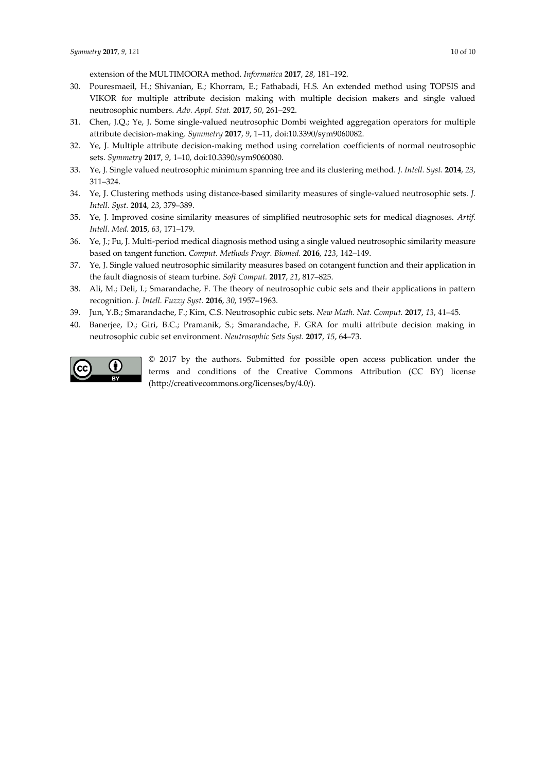extension of the MULTIMOORA method. *Informatica* **2017**, *28*, 181–192.

30. Pouresmaeil, H.; Shivanian, E.; Khorram, E.; Fathabadi, H.S. An extended method using TOPSIS and VIKOR for multiple attribute decision making with multiple decision makers and single valued neutrosophic numbers. *Adv. Appl. Stat.* **2017**, *50*, 261–292.
31. Chen, J.Q.; Ye, J. Some single-valued neutrosophic Dombi weighted aggregation operators for multiple attribute decision-making. *Symmetry* **2017**, *9*, 1–11, doi:10.3390/sym9060082.
32. Ye, J. Multiple attribute decision-making method using correlation coefficients of normal neutrosophic sets. *Symmetry* **2017**, *9*, 1–10, doi:10.3390/sym9060080.
33. Ye, J. Single valued neutrosophic minimum spanning tree and its clustering method. *J. Intell. Syst.* **2014**, *23*, 311–324.
34. Ye, J. Clustering methods using distance-based similarity measures of single-valued neutrosophic sets. *J. Intell. Syst.* **2014**, *23*, 379–389.
35. Ye, J. Improved cosine similarity measures of simplified neutrosophic sets for medical diagnoses. *Artif. Intell. Med.* **2015**, *63*, 171–179.
36. Ye, J.; Fu, J. Multi-period medical diagnosis method using a single valued neutrosophic similarity measure based on tangent function. *Comput. Methods Progr. Biomed.* **2016**, *123*, 142–149.
37. Ye, J. Single valued neutrosophic similarity measures based on cotangent function and their application in the fault diagnosis of steam turbine. *Soft Comput.* **2017**, *21*, 817–825.
38. Ali, M.; Deli, I.; Smarandache, F. The theory of neutrosophic cubic sets and their applications in pattern recognition. *J. Intell. Fuzzy Syst.* **2016**, *30*, 1957–1963.
39. Jun, Y.B.; Smarandache, F.; Kim, C.S. Neutrosophic cubic sets. *New Math. Nat. Comput.* **2017**, *13*, 41–45.
40. Banerjee, D.; Giri, B.C.; Pramanik, S.; Smarandache, F. GRA for multi attribute decision making in neutrosophic cubic set environment. *Neutrosophic Sets Syst.* **2017**, *15*, 64–73.

© 2017 by the authors. Submitted for possible open access publication under the terms and conditions of the Creative Commons Attribution (CC BY) license (http://creativecommons.org/licenses/by/4.0/).